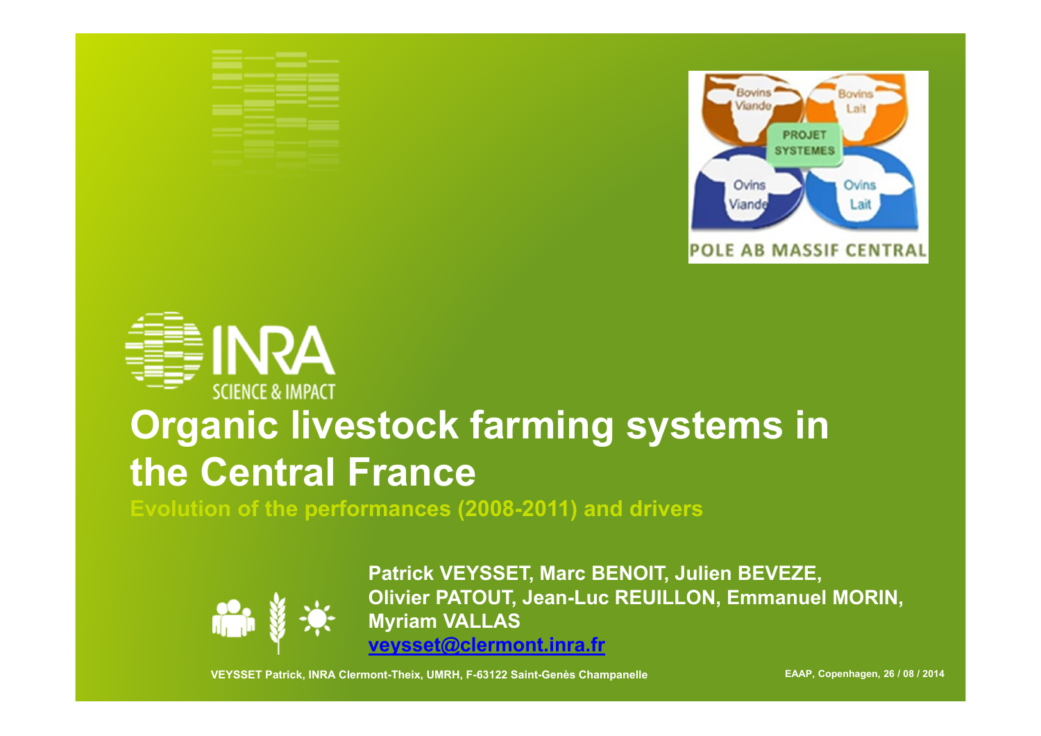# Organic livestock farming systems in the Central France

## Evolution of the performances (2008-2011) and drivers

**Patrick VEYSSET, Marc BENOIT, Julien BEVEZE, Olivier PATOUT, Jean-Luc REUILLON, Emmanuel MORIN, Myriam VALLAS**

**veysset@clermont.inra.fr**

VEYSSET Patrick, INRA Clermont-Theix, UMRH, F-63122 Saint-Genès Champanelle

EAAP, Copenhagen, 26 / 08 / 2014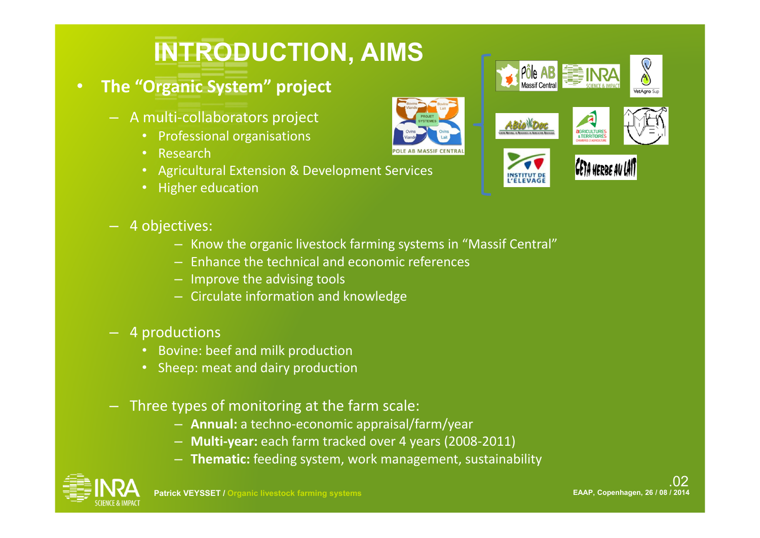# INTRODUCTION, AIMS

- **The "Organic System" project**
  - A multi-collaborators project
    - Professional organisations
    - Research
    - Agricultural Extension & Development Services
    - Higher education
  - 4 objectives:
    - Know the organic livestock farming systems in "Massif Central"
    - Enhance the technical and economic references
    - Improve the advising tools
    - Circulate information and knowledge
  - 4 productions
    - Bovine: beef and milk production
    - Sheep: meat and dairy production
  - Three types of monitoring at the farm scale:
    - **Annual:** a techno-economic appraisal/farm/year
    - **Multi-year:** each farm tracked over 4 years (2008-2011)
    - **Thematic:** feeding system, work management, sustainability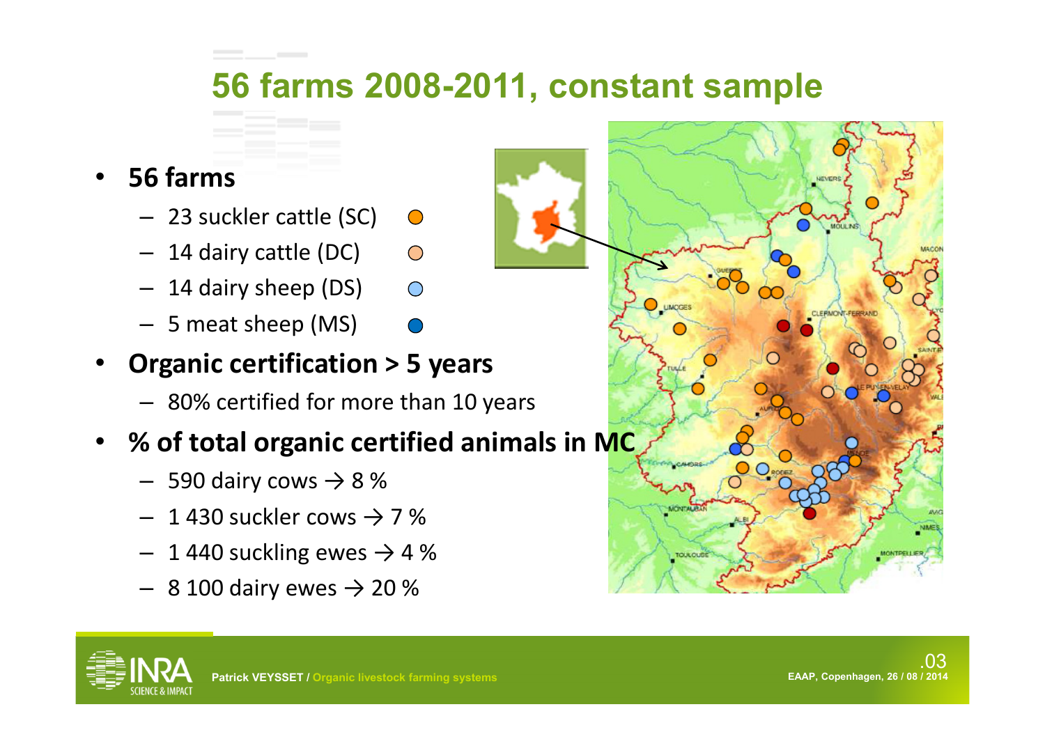# 56 farms 2008-2011, constant sample

- **56 farms**
  - 23 suckler cattle (SC)
  - 14 dairy cattle (DC)
  - 14 dairy sheep (DS)
  - 5 meat sheep (MS)
- **Organic certification > 5 years**
  - 80% certified for more than 10 years
- **% of total organic certified animals in MC**
  - 590 dairy cows → 8 %
  - 1 430 suckler cows → 7 %
  - 1 440 suckling ewes → 4 %
  - 8 100 dairy ewes → 20 %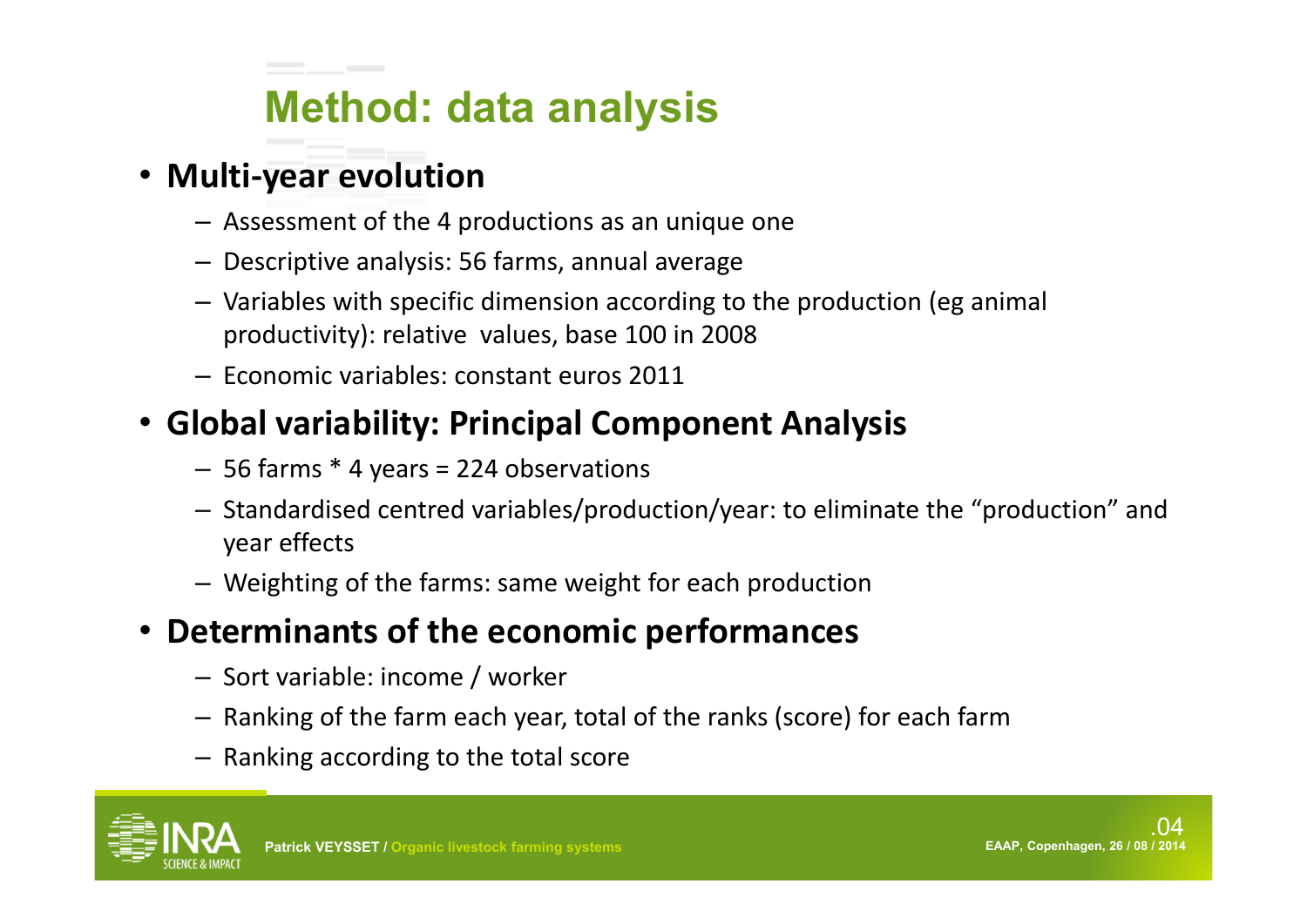# Method: data analysis

- **Multi-year evolution**
  - Assessment of the 4 productions as an unique one
  - Descriptive analysis: 56 farms, annual average
  - Variables with specific dimension according to the production (eg animal productivity): relative values, base 100 in 2008
  - Economic variables: constant euros 2011
- **Global variability: Principal Component Analysis**
  - 56 farms * 4 years = 224 observations
  - Standardised centred variables/production/year: to eliminate the "production" and year effects
  - Weighting of the farms: same weight for each production
- **Determinants of the economic performances**
  - Sort variable: income / worker
  - Ranking of the farm each year, total of the ranks (score) for each farm
  - Ranking according to the total score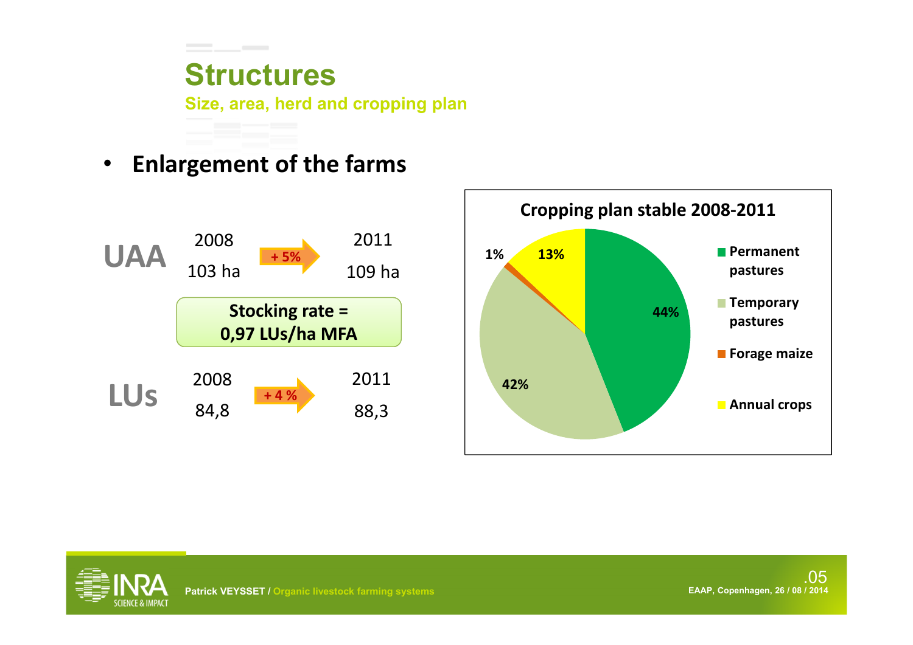# Structures

## Size, area, herd and cropping plan

- **Enlargement of the farms**

| | 2008 | | 2011 |
|---|---|---|---|
| **UAA** | 103 ha | + 5% | 109 ha |
| **LUs** | 84,8 | + 4 % | 88,3 |

**Stocking rate = 0,97 LUs/ha MFA**

**Cropping plan stable 2008-2011**

| Crop | Share |
|---|---|
| Permanent pastures | 44% |
| Temporary pastures | 42% |
| Forage maize | 1% |
| Annual crops | 13% |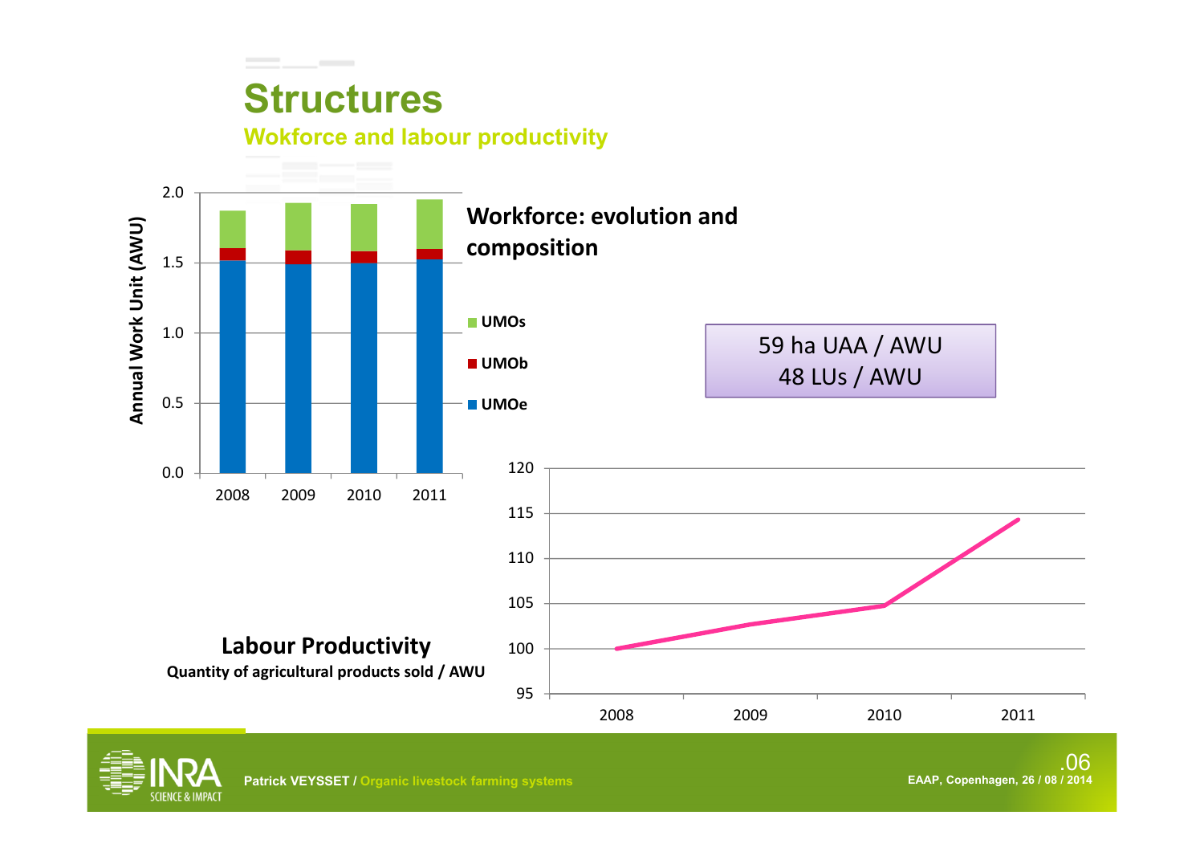# Structures

## Wokforce and labour productivity

**Workforce: evolution and composition**

Annual Work Unit (AWU)

| | 2008 | 2009 | 2010 | 2011 |
|---|---|---|---|---|
| UMOs | | | | |
| UMOb | | | | |
| UMOe | | | | |

59 ha UAA / AWU
48 LUs / AWU

**Labour Productivity**

**Quantity of agricultural products sold / AWU**

| 2008 | 2009 | 2010 | 2011 |
|---|---|---|---|
| 100 | | | |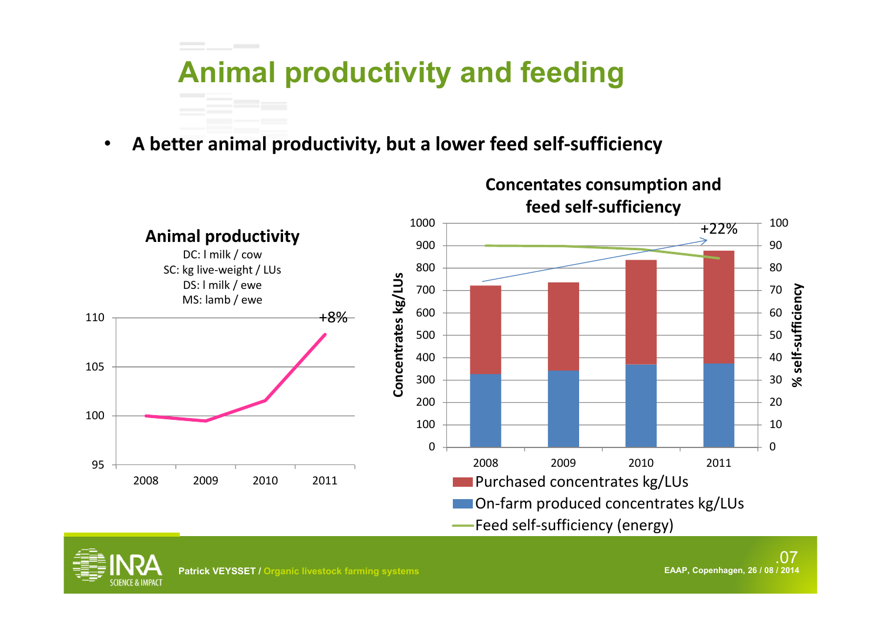# Animal productivity and feeding

- **A better animal productivity, but a lower feed self-sufficiency**

**Animal productivity**

DC: l milk / cow
SC: kg live-weight / LUs
DS: l milk / ewe
MS: lamb / ewe

+8%

**Concentates consumption and feed self-sufficiency**

+22%

Concentrates kg/LUs

% self-sufficiency

- Purchased concentrates kg/LUs
- On-farm produced concentrates kg/LUs
- Feed self-sufficiency (energy)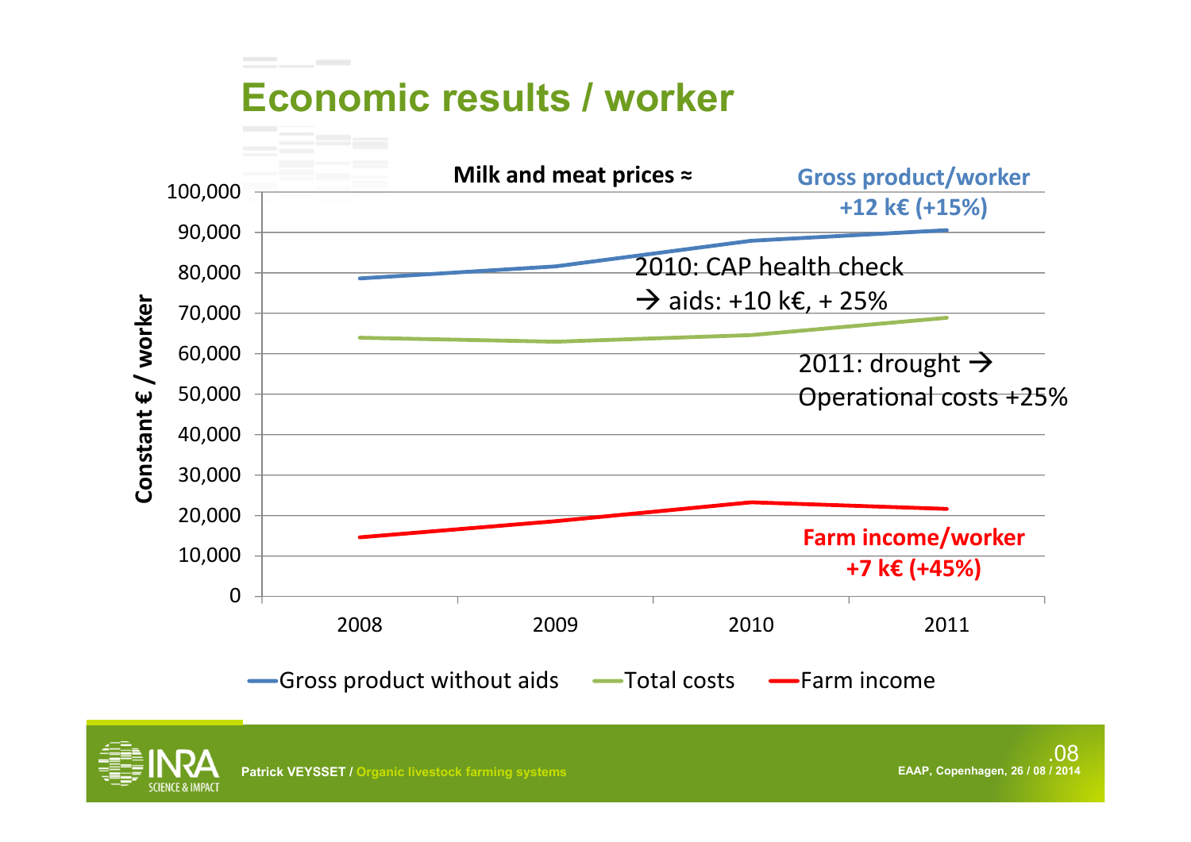# Economic results / worker

Milk and meat prices ≈

Gross product/worker +12 k€ (+15%)

2010: CAP health check
→ aids: +10 k€, + 25%

2011: drought →
Operational costs +25%

Farm income/worker +7 k€ (+45%)

Constant € / worker

100,000
90,000
80,000
70,000
60,000
50,000
40,000
30,000
20,000
10,000
0

2008 2009 2010 2011

Gross product without aids — Total costs — Farm income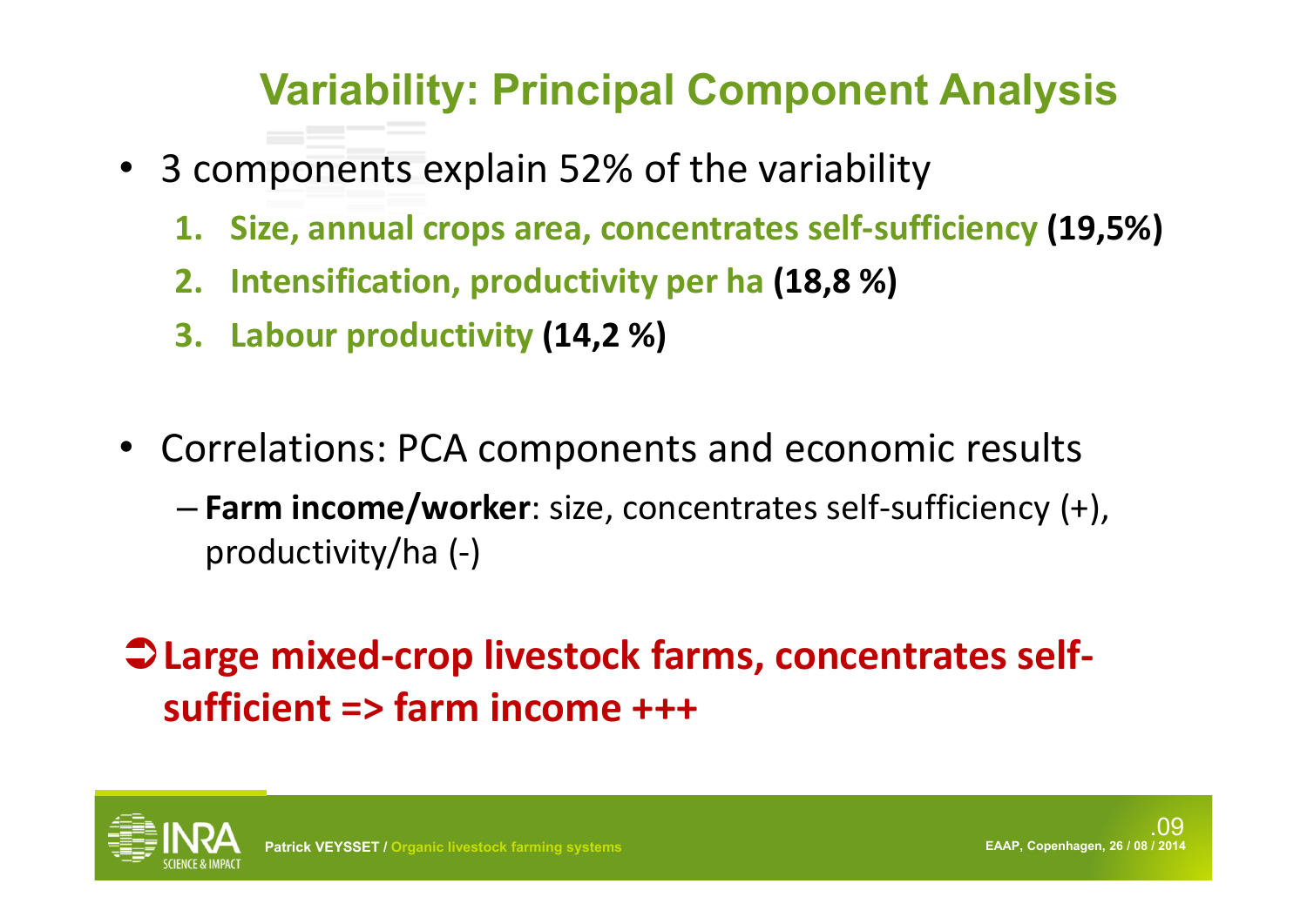# Variability: Principal Component Analysis

- 3 components explain 52% of the variability
    1. **Size, annual crops area, concentrates self-sufficiency (19,5%)**
    2. **Intensification, productivity per ha (18,8 %)**
    3. **Labour productivity (14,2 %)**

- Correlations: PCA components and economic results
    - **Farm income/worker**: size, concentrates self-sufficiency (+), productivity/ha (-)

➲ **Large mixed-crop livestock farms, concentrates self-sufficient => farm income +++**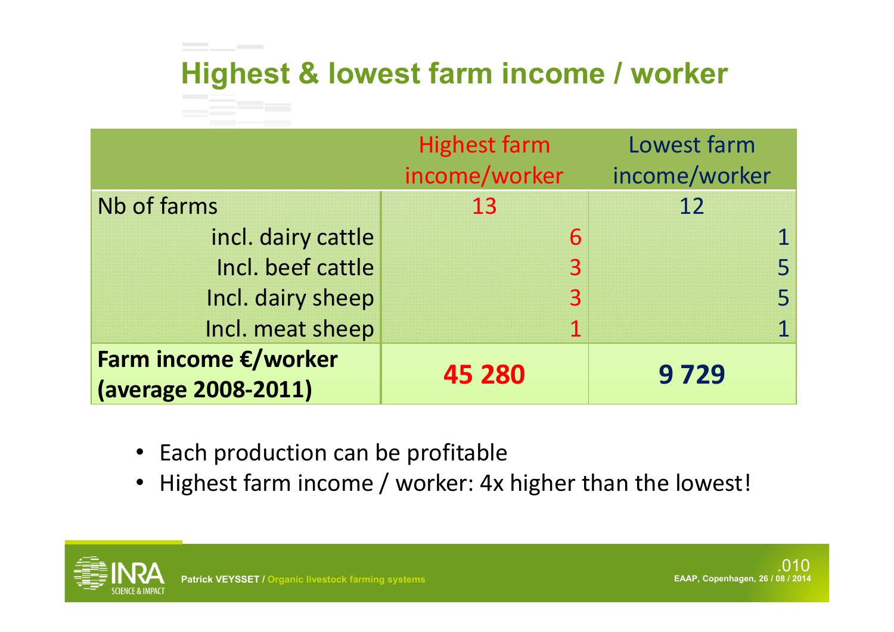# Highest & lowest farm income / worker

| | Highest farm income/worker | Lowest farm income/worker |
|---|---|---|
| Nb of farms | 13 | 12 |
| incl. dairy cattle | 6 | 1 |
| Incl. beef cattle | 3 | 5 |
| Incl. dairy sheep | 3 | 5 |
| Incl. meat sheep | 1 | 1 |
| **Farm income €/worker (average 2008-2011)** | **45 280** | **9 729** |

- Each production can be profitable
- Highest farm income / worker: 4x higher than the lowest!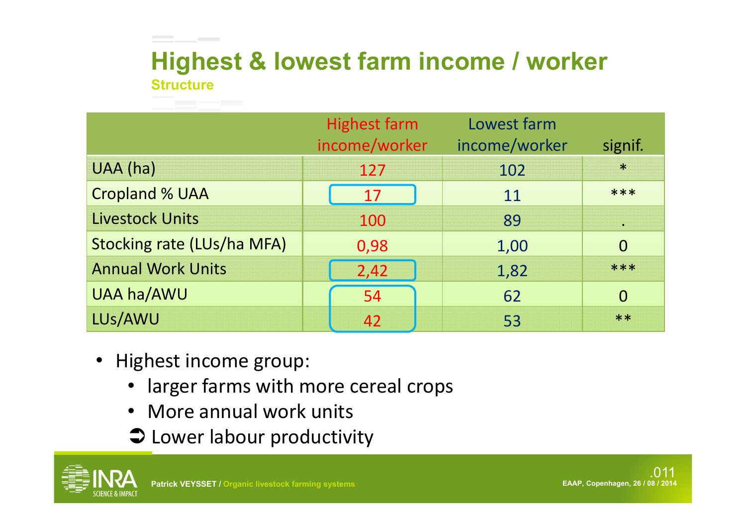# Highest & lowest farm income / worker

### Structure

| | Highest farm income/worker | Lowest farm income/worker | signif. |
|---|---|---|---|
| UAA (ha) | 127 | 102 | * |
| Cropland % UAA | 17 | 11 | *** |
| Livestock Units | 100 | 89 | . |
| Stocking rate (LUs/ha MFA) | 0,98 | 1,00 | 0 |
| Annual Work Units | 2,42 | 1,82 | *** |
| UAA ha/AWU | 54 | 62 | 0 |
| LUs/AWU | 42 | 53 | ** |

- Highest income group:
  - larger farms with more cereal crops
  - More annual work units
  
  ➲ Lower labour productivity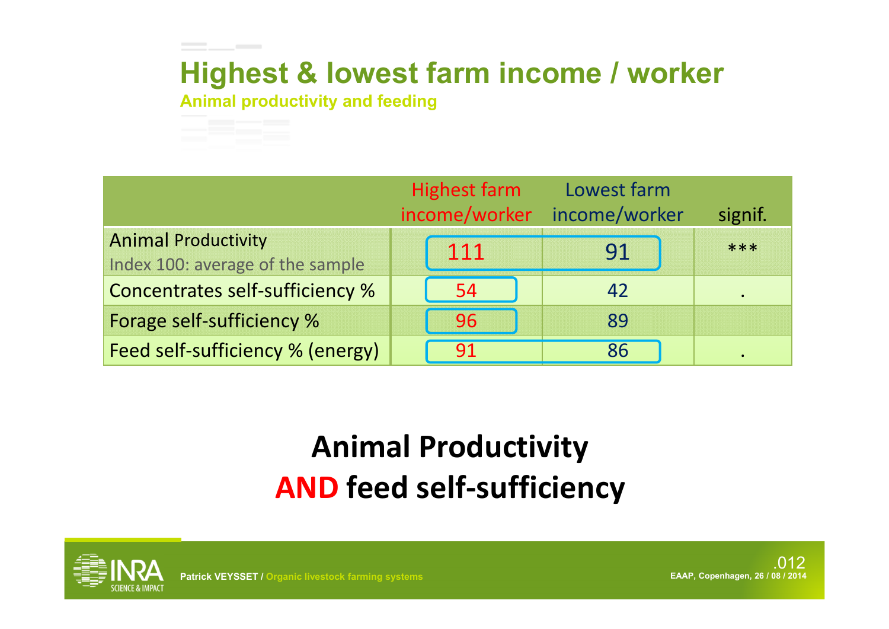# Highest & lowest farm income / worker

## Animal productivity and feeding

| | Highest farm income/worker | Lowest farm income/worker | signif. |
|---|---|---|---|
| Animal Productivity<br>Index 100: average of the sample | 111 | 91 | *** |
| Concentrates self-sufficiency % | 54 | 42 | . |
| Forage self-sufficiency % | 96 | 89 | |
| Feed self-sufficiency % (energy) | 91 | 86 | . |

**Animal Productivity**
**AND feed self-sufficiency**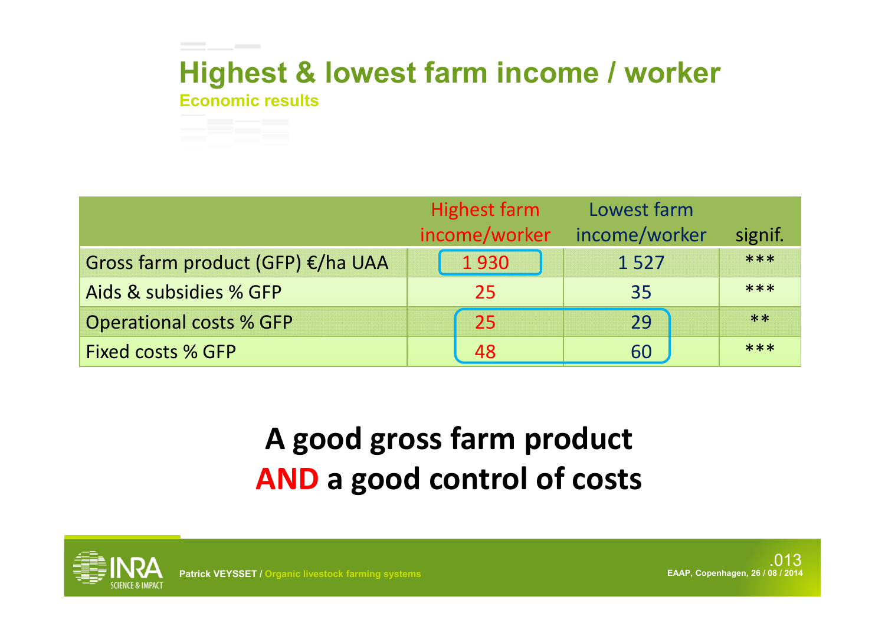# Highest & lowest farm income / worker

## Economic results

| | Highest farm income/worker | Lowest farm income/worker | signif. |
|---|---|---|---|
| Gross farm product (GFP) €/ha UAA | 1 930 | 1 527 | *** |
| Aids & subsidies % GFP | 25 | 35 | *** |
| Operational costs % GFP | 25 | 29 | ** |
| Fixed costs % GFP | 48 | 60 | *** |

**A good gross farm product**
**AND a good control of costs**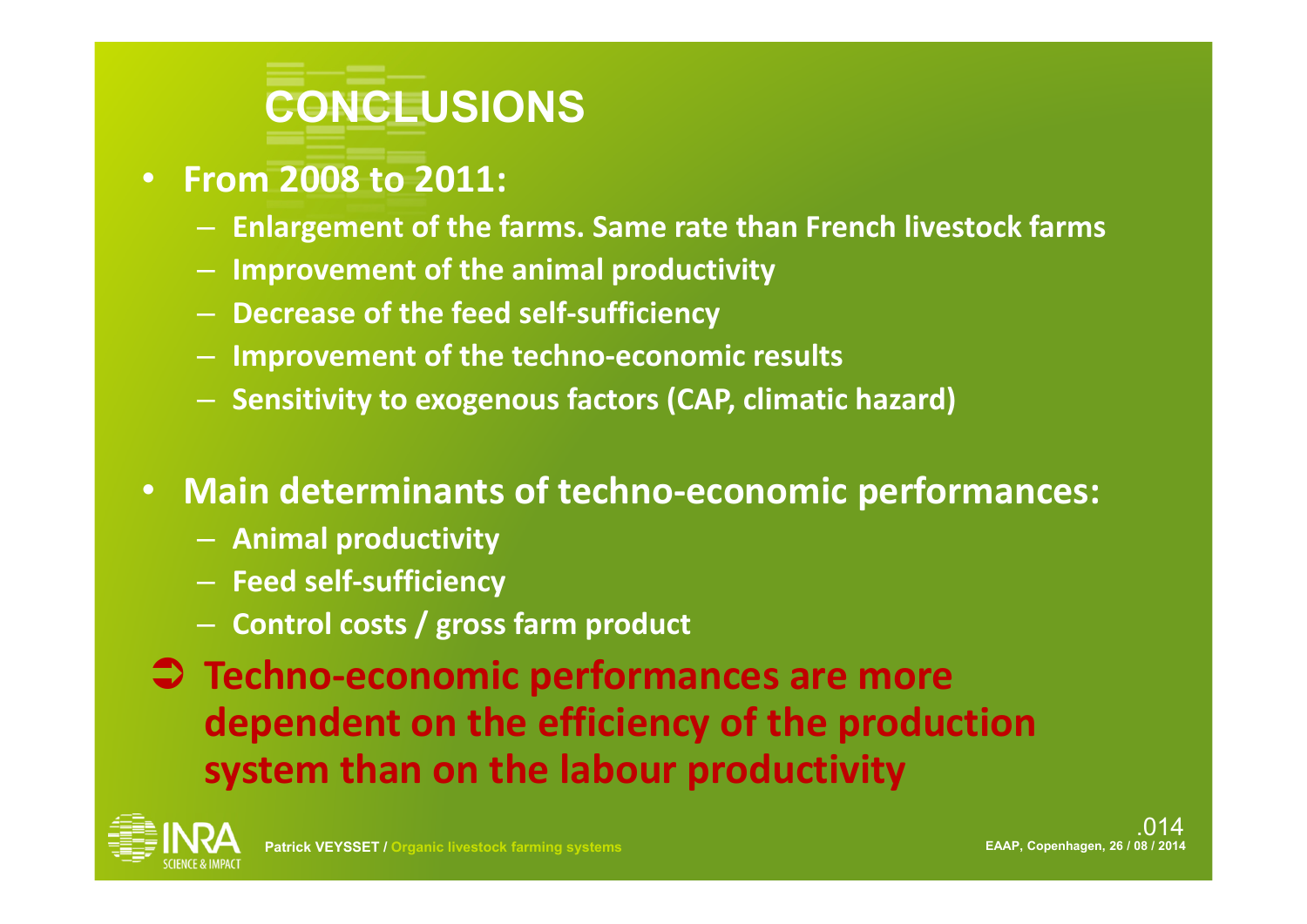# CONCLUSIONS

- **From 2008 to 2011:**
  - **Enlargement of the farms. Same rate than French livestock farms**
  - **Improvement of the animal productivity**
  - **Decrease of the feed self-sufficiency**
  - **Improvement of the techno-economic results**
  - **Sensitivity to exogenous factors (CAP, climatic hazard)**

- **Main determinants of techno-economic performances:**
  - **Animal productivity**
  - **Feed self-sufficiency**
  - **Control costs / gross farm product**

➲ **Techno-economic performances are more dependent on the efficiency of the production system than on the labour productivity**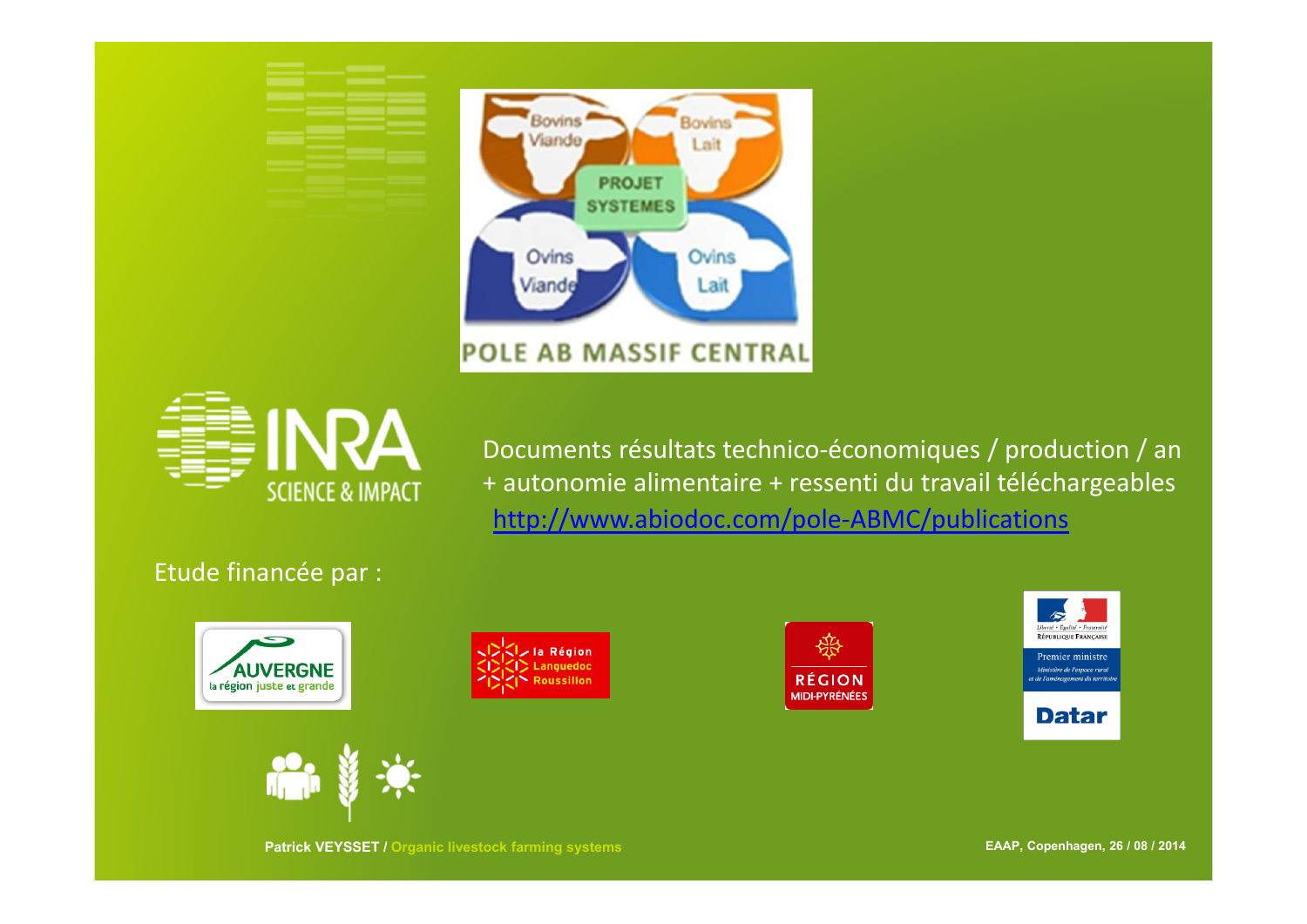Documents résultats technico-économiques / production / an + autonomie alimentaire + ressenti du travail téléchargeables
http://www.abiodoc.com/pole-ABMC/publications

Etude financée par :